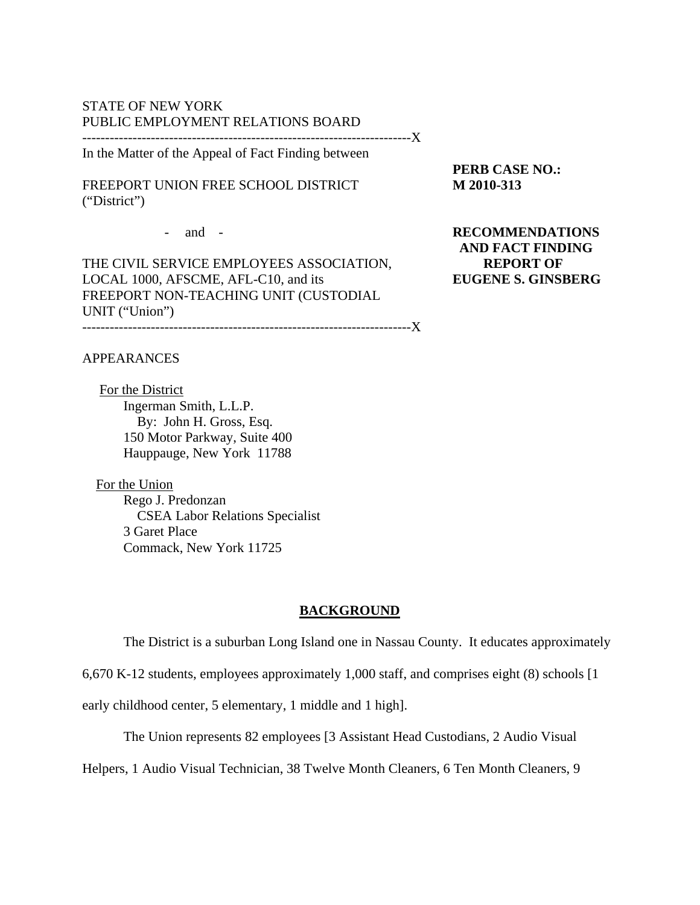STATE OF NEW YORK
PUBLIC EMPLOYMENT RELATIONS BOARD

---------------------------------------------------------------------X

In the Matter of the Appeal of Fact Finding between

FREEPORT UNION FREE SCHOOL DISTRICT
("District")

- and -

THE CIVIL SERVICE EMPLOYEES ASSOCIATION, LOCAL 1000, AFSCME, AFL-C10, and its FREEPORT NON-TEACHING UNIT (CUSTODIAL UNIT ("Union")

---------------------------------------------------------------------X

**PERB CASE NO.:**
**M 2010-313**

**RECOMMENDATIONS AND FACT FINDING REPORT OF EUGENE S. GINSBERG**

APPEARANCES

<u>For the District</u>
Ingerman Smith, L.L.P.
By: John H. Gross, Esq.
150 Motor Parkway, Suite 400
Hauppauge, New York 11788

<u>For the Union</u>
Rego J. Predonzan
CSEA Labor Relations Specialist
3 Garet Place
Commack, New York 11725

## BACKGROUND

The District is a suburban Long Island one in Nassau County. It educates approximately 6,670 K-12 students, employees approximately 1,000 staff, and comprises eight (8) schools [1 early childhood center, 5 elementary, 1 middle and 1 high].

The Union represents 82 employees [3 Assistant Head Custodians, 2 Audio Visual Helpers, 1 Audio Visual Technician, 38 Twelve Month Cleaners, 6 Ten Month Cleaners, 9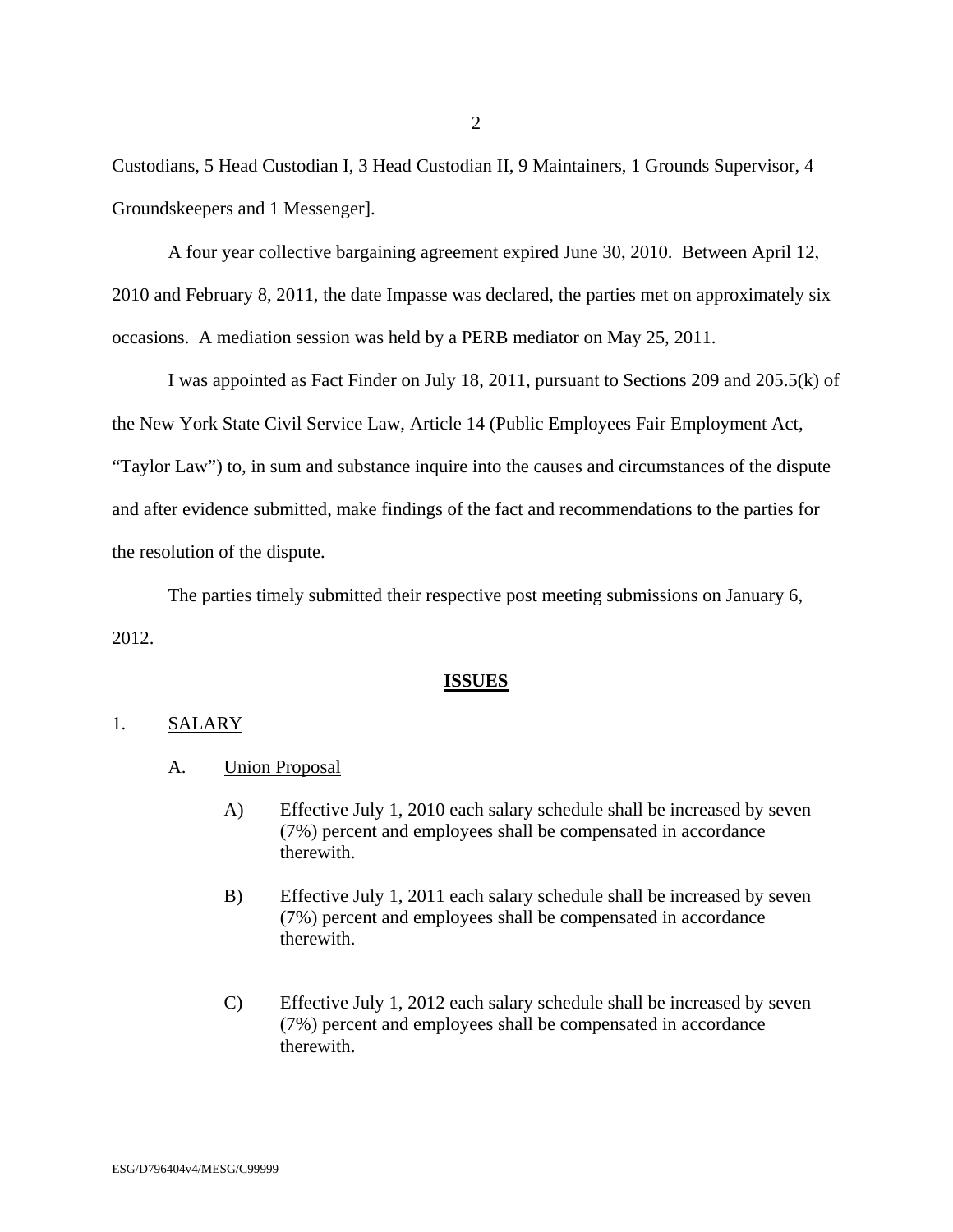Custodians, 5 Head Custodian I, 3 Head Custodian II, 9 Maintainers, 1 Grounds Supervisor, 4 Groundskeepers and 1 Messenger].

A four year collective bargaining agreement expired June 30, 2010. Between April 12, 2010 and February 8, 2011, the date Impasse was declared, the parties met on approximately six occasions. A mediation session was held by a PERB mediator on May 25, 2011.

I was appointed as Fact Finder on July 18, 2011, pursuant to Sections 209 and 205.5(k) of the New York State Civil Service Law, Article 14 (Public Employees Fair Employment Act, "Taylor Law") to, in sum and substance inquire into the causes and circumstances of the dispute and after evidence submitted, make findings of the fact and recommendations to the parties for the resolution of the dispute.

The parties timely submitted their respective post meeting submissions on January 6, 2012.

## ISSUES

1. SALARY

   A. Union Proposal

      A) Effective July 1, 2010 each salary schedule shall be increased by seven (7%) percent and employees shall be compensated in accordance therewith.

      B) Effective July 1, 2011 each salary schedule shall be increased by seven (7%) percent and employees shall be compensated in accordance therewith.

      C) Effective July 1, 2012 each salary schedule shall be increased by seven (7%) percent and employees shall be compensated in accordance therewith.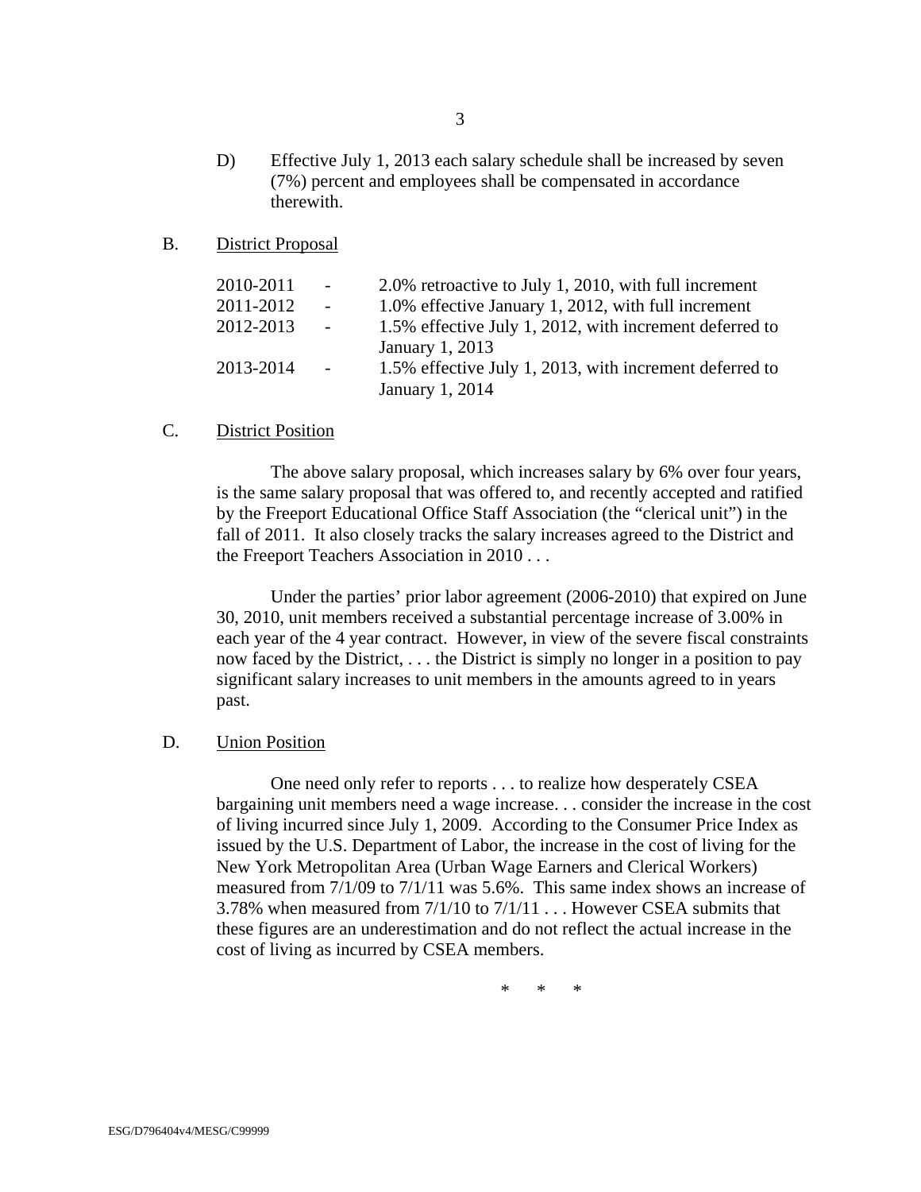D) Effective July 1, 2013 each salary schedule shall be increased by seven (7%) percent and employees shall be compensated in accordance therewith.

B. District Proposal

| | | |
|---|---|---|
| 2010-2011 | - | 2.0% retroactive to July 1, 2010, with full increment |
| 2011-2012 | - | 1.0% effective January 1, 2012, with full increment |
| 2012-2013 | - | 1.5% effective July 1, 2012, with increment deferred to January 1, 2013 |
| 2013-2014 | - | 1.5% effective July 1, 2013, with increment deferred to January 1, 2014 |

C. District Position

The above salary proposal, which increases salary by 6% over four years, is the same salary proposal that was offered to, and recently accepted and ratified by the Freeport Educational Office Staff Association (the "clerical unit") in the fall of 2011. It also closely tracks the salary increases agreed to the District and the Freeport Teachers Association in 2010 . . .

Under the parties' prior labor agreement (2006-2010) that expired on June 30, 2010, unit members received a substantial percentage increase of 3.00% in each year of the 4 year contract. However, in view of the severe fiscal constraints now faced by the District, . . . the District is simply no longer in a position to pay significant salary increases to unit members in the amounts agreed to in years past.

D. Union Position

One need only refer to reports . . . to realize how desperately CSEA bargaining unit members need a wage increase. . . consider the increase in the cost of living incurred since July 1, 2009. According to the Consumer Price Index as issued by the U.S. Department of Labor, the increase in the cost of living for the New York Metropolitan Area (Urban Wage Earners and Clerical Workers) measured from 7/1/09 to 7/1/11 was 5.6%. This same index shows an increase of 3.78% when measured from 7/1/10 to 7/1/11 . . . However CSEA submits that these figures are an underestimation and do not reflect the actual increase in the cost of living as incurred by CSEA members.

\* \* \*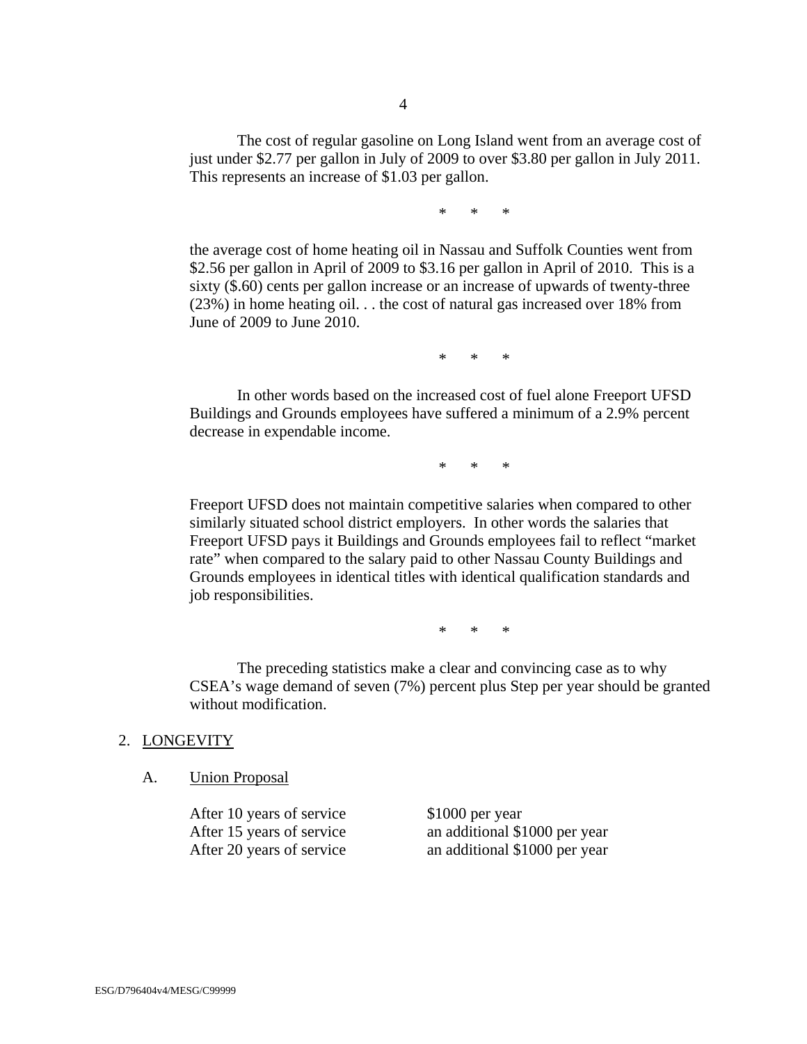The cost of regular gasoline on Long Island went from an average cost of just under $2.77 per gallon in July of 2009 to over $3.80 per gallon in July 2011. This represents an increase of $1.03 per gallon.

\* \* \*

the average cost of home heating oil in Nassau and Suffolk Counties went from $2.56 per gallon in April of 2009 to $3.16 per gallon in April of 2010. This is a sixty ($.60) cents per gallon increase or an increase of upwards of twenty-three (23%) in home heating oil. . . the cost of natural gas increased over 18% from June of 2009 to June 2010.

\* \* \*

In other words based on the increased cost of fuel alone Freeport UFSD Buildings and Grounds employees have suffered a minimum of a 2.9% percent decrease in expendable income.

\* \* \*

Freeport UFSD does not maintain competitive salaries when compared to other similarly situated school district employers. In other words the salaries that Freeport UFSD pays it Buildings and Grounds employees fail to reflect "market rate" when compared to the salary paid to other Nassau County Buildings and Grounds employees in identical titles with identical qualification standards and job responsibilities.

\* \* \*

The preceding statistics make a clear and convincing case as to why CSEA's wage demand of seven (7%) percent plus Step per year should be granted without modification.

2. <u>LONGEVITY</u>

A. <u>Union Proposal</u>

| | |
|---|---|
| After 10 years of service | $1000 per year |
| After 15 years of service | an additional $1000 per year |
| After 20 years of service | an additional $1000 per year |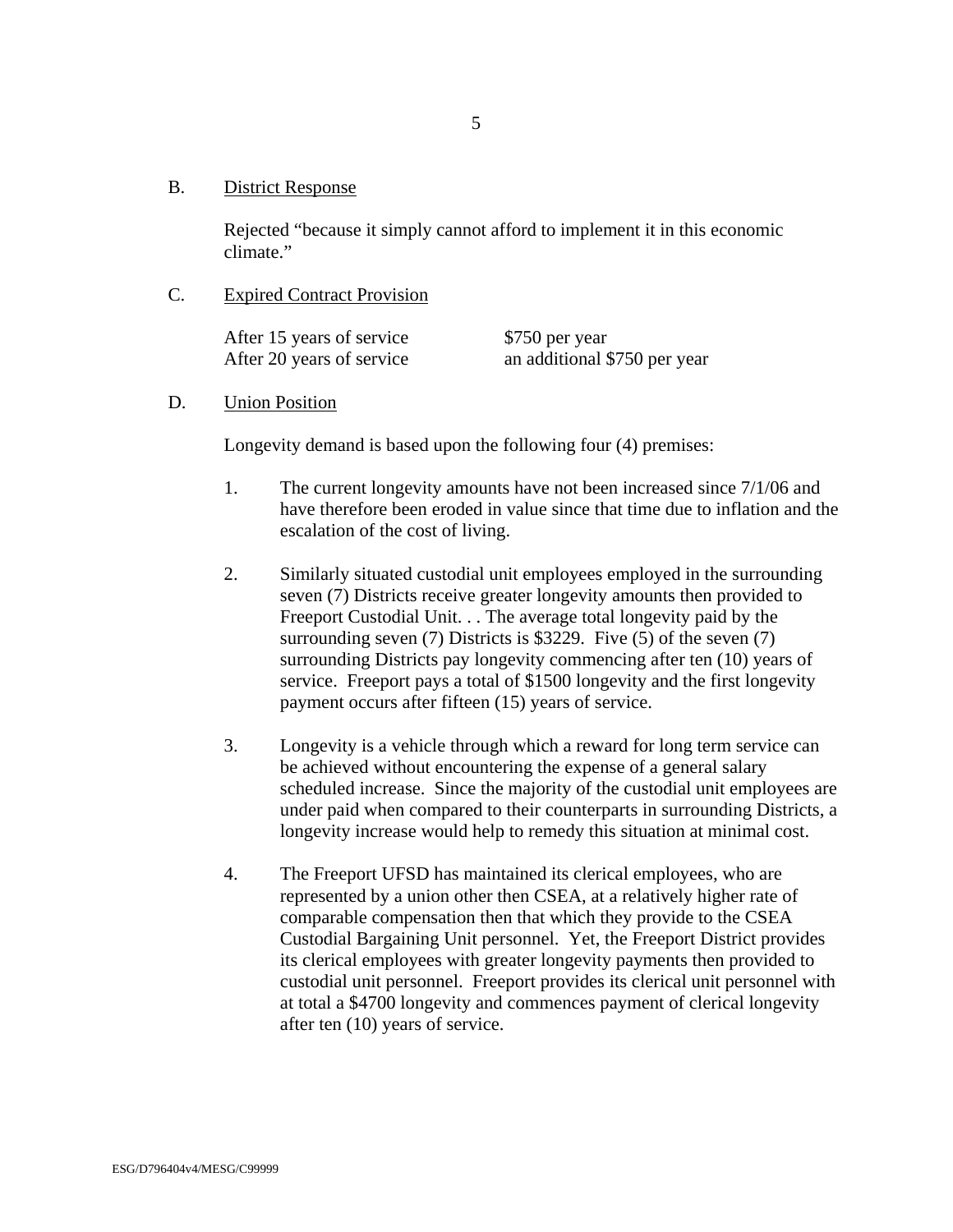B. District Response

Rejected "because it simply cannot afford to implement it in this economic climate."

C. Expired Contract Provision

| | |
|---|---|
| After 15 years of service | $750 per year |
| After 20 years of service | an additional $750 per year |

D. Union Position

Longevity demand is based upon the following four (4) premises:

1. The current longevity amounts have not been increased since 7/1/06 and have therefore been eroded in value since that time due to inflation and the escalation of the cost of living.

2. Similarly situated custodial unit employees employed in the surrounding seven (7) Districts receive greater longevity amounts then provided to Freeport Custodial Unit. . . The average total longevity paid by the surrounding seven (7) Districts is $3229. Five (5) of the seven (7) surrounding Districts pay longevity commencing after ten (10) years of service. Freeport pays a total of $1500 longevity and the first longevity payment occurs after fifteen (15) years of service.

3. Longevity is a vehicle through which a reward for long term service can be achieved without encountering the expense of a general salary scheduled increase. Since the majority of the custodial unit employees are under paid when compared to their counterparts in surrounding Districts, a longevity increase would help to remedy this situation at minimal cost.

4. The Freeport UFSD has maintained its clerical employees, who are represented by a union other then CSEA, at a relatively higher rate of comparable compensation then that which they provide to the CSEA Custodial Bargaining Unit personnel. Yet, the Freeport District provides its clerical employees with greater longevity payments then provided to custodial unit personnel. Freeport provides its clerical unit personnel with at total a $4700 longevity and commences payment of clerical longevity after ten (10) years of service.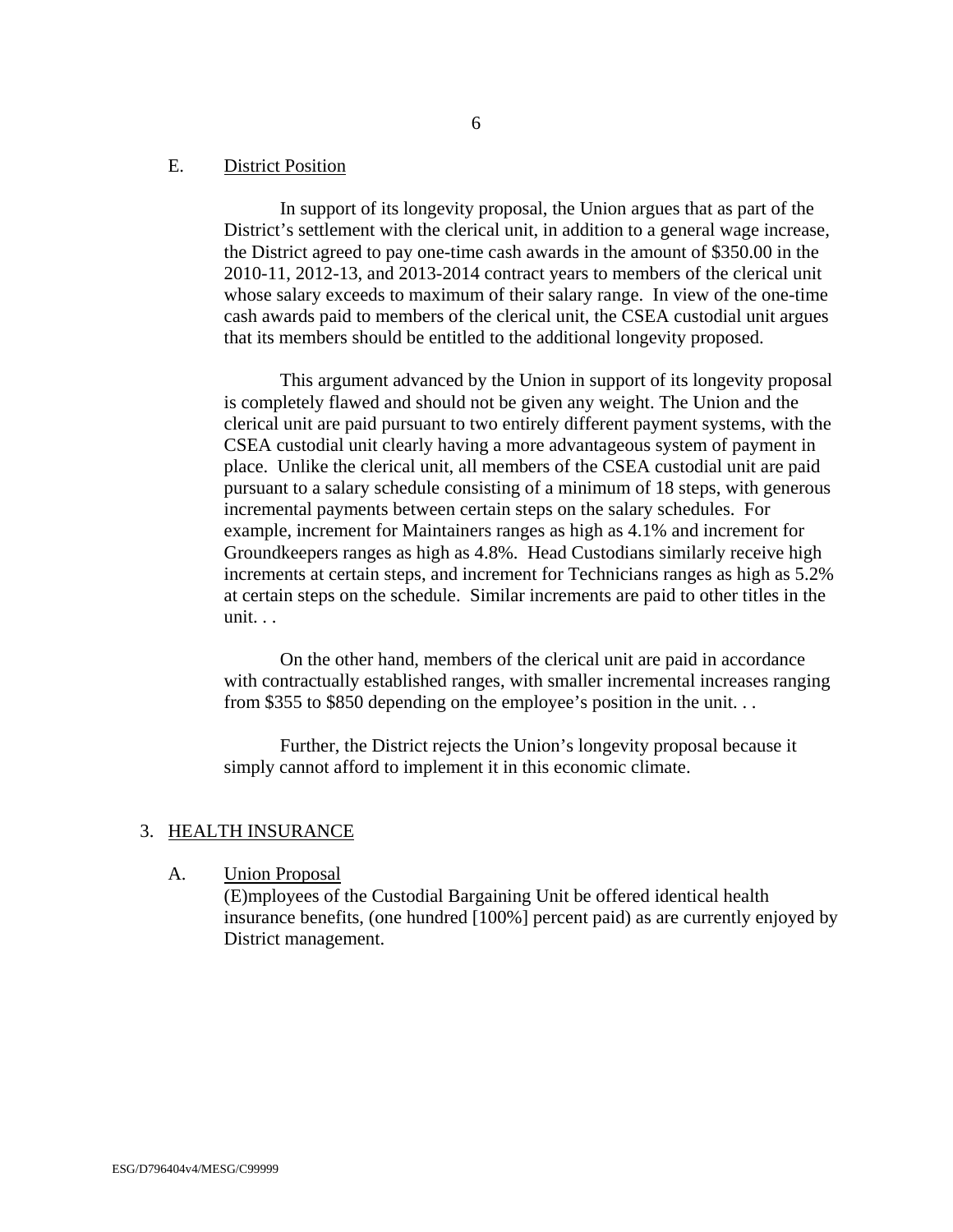E. District Position

In support of its longevity proposal, the Union argues that as part of the District's settlement with the clerical unit, in addition to a general wage increase, the District agreed to pay one-time cash awards in the amount of $350.00 in the 2010-11, 2012-13, and 2013-2014 contract years to members of the clerical unit whose salary exceeds to maximum of their salary range. In view of the one-time cash awards paid to members of the clerical unit, the CSEA custodial unit argues that its members should be entitled to the additional longevity proposed.

This argument advanced by the Union in support of its longevity proposal is completely flawed and should not be given any weight. The Union and the clerical unit are paid pursuant to two entirely different payment systems, with the CSEA custodial unit clearly having a more advantageous system of payment in place. Unlike the clerical unit, all members of the CSEA custodial unit are paid pursuant to a salary schedule consisting of a minimum of 18 steps, with generous incremental payments between certain steps on the salary schedules. For example, increment for Maintainers ranges as high as 4.1% and increment for Groundkeepers ranges as high as 4.8%. Head Custodians similarly receive high increments at certain steps, and increment for Technicians ranges as high as 5.2% at certain steps on the schedule. Similar increments are paid to other titles in the unit. . .

On the other hand, members of the clerical unit are paid in accordance with contractually established ranges, with smaller incremental increases ranging from $355 to $850 depending on the employee's position in the unit. . .

Further, the District rejects the Union's longevity proposal because it simply cannot afford to implement it in this economic climate.

3. HEALTH INSURANCE

A. Union Proposal

(E)mployees of the Custodial Bargaining Unit be offered identical health insurance benefits, (one hundred [100%] percent paid) as are currently enjoyed by District management.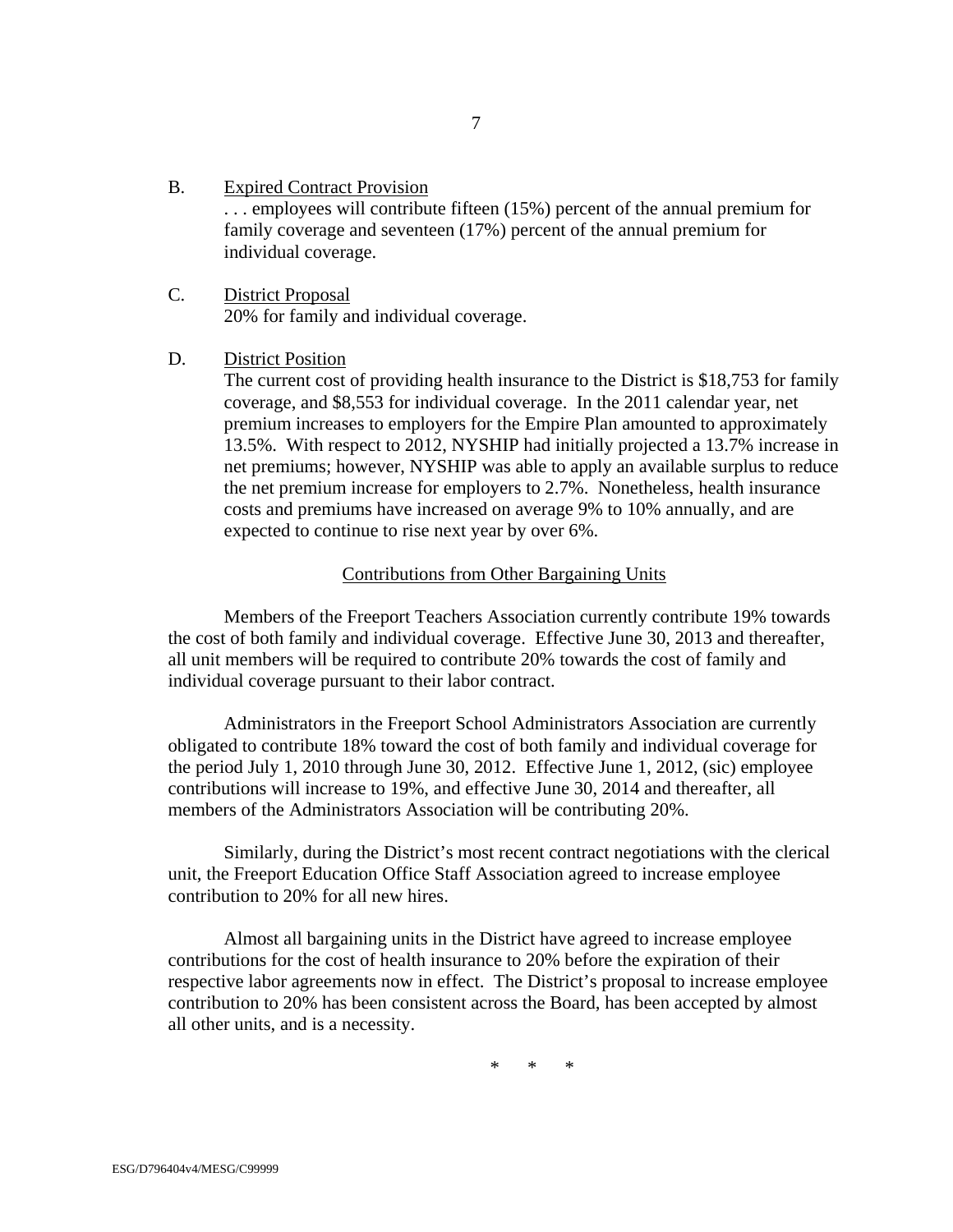B. <u>Expired Contract Provision</u>

. . . employees will contribute fifteen (15%) percent of the annual premium for family coverage and seventeen (17%) percent of the annual premium for individual coverage.

C. <u>District Proposal</u>

20% for family and individual coverage.

D. <u>District Position</u>

The current cost of providing health insurance to the District is $18,753 for family coverage, and $8,553 for individual coverage. In the 2011 calendar year, net premium increases to employers for the Empire Plan amounted to approximately 13.5%. With respect to 2012, NYSHIP had initially projected a 13.7% increase in net premiums; however, NYSHIP was able to apply an available surplus to reduce the net premium increase for employers to 2.7%. Nonetheless, health insurance costs and premiums have increased on average 9% to 10% annually, and are expected to continue to rise next year by over 6%.

<u>Contributions from Other Bargaining Units</u>

Members of the Freeport Teachers Association currently contribute 19% towards the cost of both family and individual coverage. Effective June 30, 2013 and thereafter, all unit members will be required to contribute 20% towards the cost of family and individual coverage pursuant to their labor contract.

Administrators in the Freeport School Administrators Association are currently obligated to contribute 18% toward the cost of both family and individual coverage for the period July 1, 2010 through June 30, 2012. Effective June 1, 2012, (sic) employee contributions will increase to 19%, and effective June 30, 2014 and thereafter, all members of the Administrators Association will be contributing 20%.

Similarly, during the District's most recent contract negotiations with the clerical unit, the Freeport Education Office Staff Association agreed to increase employee contribution to 20% for all new hires.

Almost all bargaining units in the District have agreed to increase employee contributions for the cost of health insurance to 20% before the expiration of their respective labor agreements now in effect. The District's proposal to increase employee contribution to 20% has been consistent across the Board, has been accepted by almost all other units, and is a necessity.

\* \* \*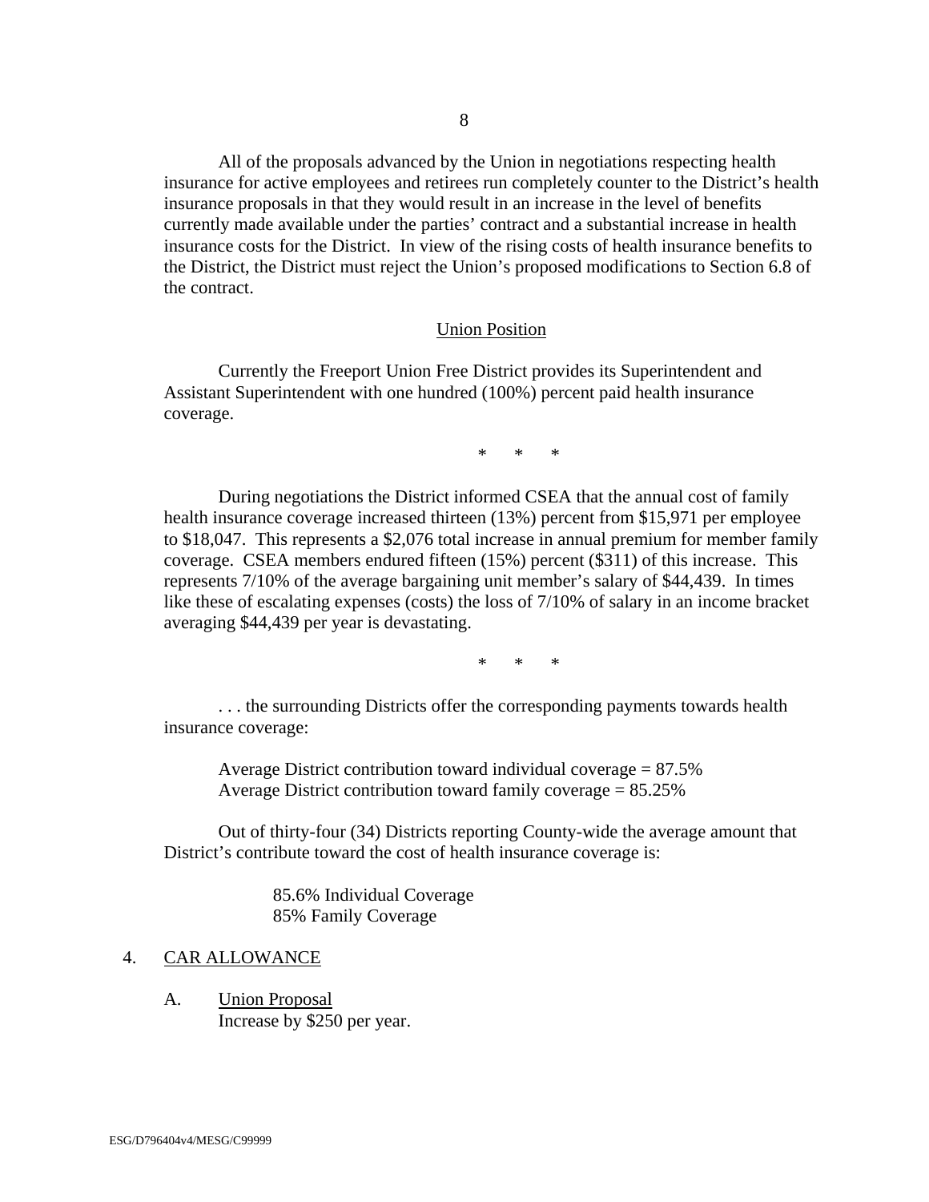All of the proposals advanced by the Union in negotiations respecting health insurance for active employees and retirees run completely counter to the District's health insurance proposals in that they would result in an increase in the level of benefits currently made available under the parties' contract and a substantial increase in health insurance costs for the District. In view of the rising costs of health insurance benefits to the District, the District must reject the Union's proposed modifications to Section 6.8 of the contract.

<u>Union Position</u>

Currently the Freeport Union Free District provides its Superintendent and Assistant Superintendent with one hundred (100%) percent paid health insurance coverage.

\*  \*  \*

During negotiations the District informed CSEA that the annual cost of family health insurance coverage increased thirteen (13%) percent from $15,971 per employee to $18,047. This represents a $2,076 total increase in annual premium for member family coverage. CSEA members endured fifteen (15%) percent ($311) of this increase. This represents 7/10% of the average bargaining unit member's salary of $44,439. In times like these of escalating expenses (costs) the loss of 7/10% of salary in an income bracket averaging $44,439 per year is devastating.

\*  \*  \*

. . . the surrounding Districts offer the corresponding payments towards health insurance coverage:

Average District contribution toward individual coverage = 87.5%
Average District contribution toward family coverage = 85.25%

Out of thirty-four (34) Districts reporting County-wide the average amount that District's contribute toward the cost of health insurance coverage is:

85.6% Individual Coverage
85% Family Coverage

4. <u>CAR ALLOWANCE</u>

   A. <u>Union Proposal</u>
   Increase by $250 per year.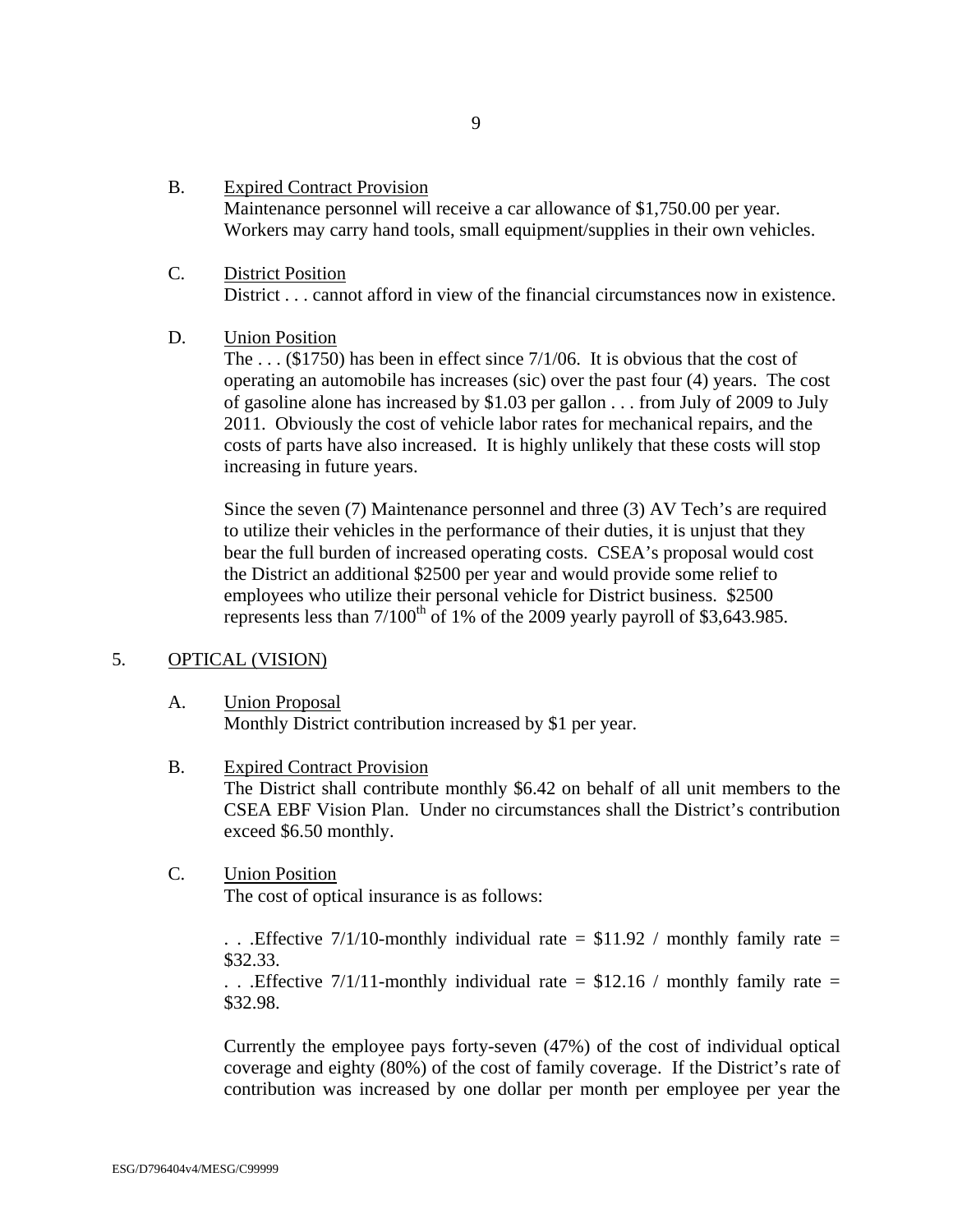B. Expired Contract Provision
Maintenance personnel will receive a car allowance of $1,750.00 per year. Workers may carry hand tools, small equipment/supplies in their own vehicles.

C. District Position
District . . . cannot afford in view of the financial circumstances now in existence.

D. Union Position
The . . . ($1750) has been in effect since 7/1/06. It is obvious that the cost of operating an automobile has increases (sic) over the past four (4) years. The cost of gasoline alone has increased by $1.03 per gallon . . . from July of 2009 to July 2011. Obviously the cost of vehicle labor rates for mechanical repairs, and the costs of parts have also increased. It is highly unlikely that these costs will stop increasing in future years.

Since the seven (7) Maintenance personnel and three (3) AV Tech's are required to utilize their vehicles in the performance of their duties, it is unjust that they bear the full burden of increased operating costs. CSEA's proposal would cost the District an additional $2500 per year and would provide some relief to employees who utilize their personal vehicle for District business. $2500 represents less than 7/100th of 1% of the 2009 yearly payroll of $3,643.985.

5. OPTICAL (VISION)

A. Union Proposal
Monthly District contribution increased by $1 per year.

B. Expired Contract Provision
The District shall contribute monthly $6.42 on behalf of all unit members to the CSEA EBF Vision Plan. Under no circumstances shall the District's contribution exceed $6.50 monthly.

C. Union Position
The cost of optical insurance is as follows:

. . .Effective 7/1/10-monthly individual rate = $11.92 / monthly family rate = $32.33.
. . .Effective 7/1/11-monthly individual rate = $12.16 / monthly family rate = $32.98.

Currently the employee pays forty-seven (47%) of the cost of individual optical coverage and eighty (80%) of the cost of family coverage. If the District's rate of contribution was increased by one dollar per month per employee per year the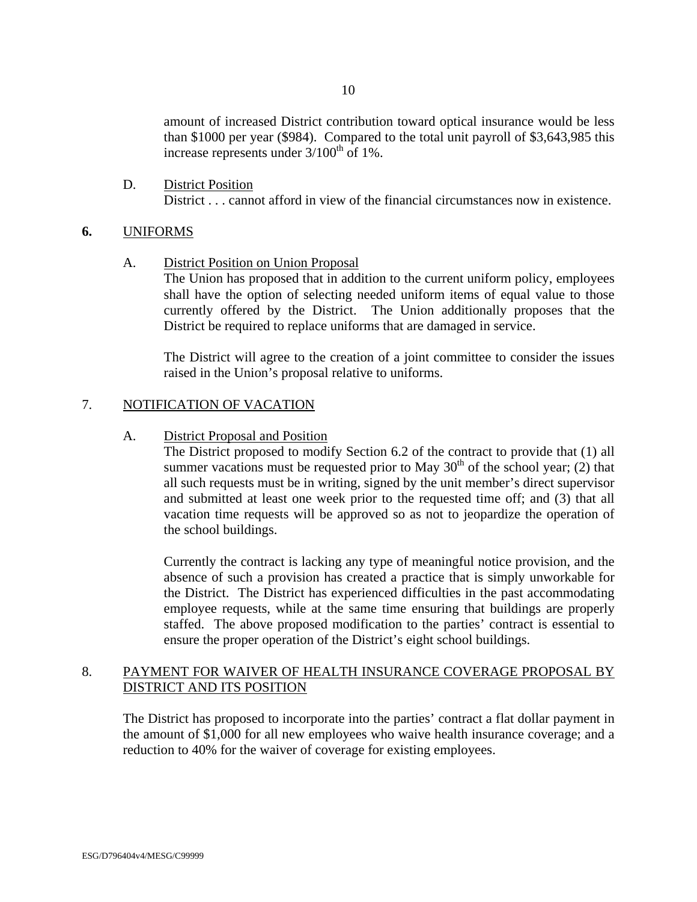amount of increased District contribution toward optical insurance would be less than $1000 per year ($984). Compared to the total unit payroll of $3,643,985 this increase represents under 3/100th of 1%.

D. <u>District Position</u>
District . . . cannot afford in view of the financial circumstances now in existence.

**6.** <u>UNIFORMS</u>

A. <u>District Position on Union Proposal</u>
The Union has proposed that in addition to the current uniform policy, employees shall have the option of selecting needed uniform items of equal value to those currently offered by the District. The Union additionally proposes that the District be required to replace uniforms that are damaged in service.

The District will agree to the creation of a joint committee to consider the issues raised in the Union's proposal relative to uniforms.

7. <u>NOTIFICATION OF VACATION</u>

A. <u>District Proposal and Position</u>
The District proposed to modify Section 6.2 of the contract to provide that (1) all summer vacations must be requested prior to May 30th of the school year; (2) that all such requests must be in writing, signed by the unit member's direct supervisor and submitted at least one week prior to the requested time off; and (3) that all vacation time requests will be approved so as not to jeopardize the operation of the school buildings.

Currently the contract is lacking any type of meaningful notice provision, and the absence of such a provision has created a practice that is simply unworkable for the District. The District has experienced difficulties in the past accommodating employee requests, while at the same time ensuring that buildings are properly staffed. The above proposed modification to the parties' contract is essential to ensure the proper operation of the District's eight school buildings.

8. <u>PAYMENT FOR WAIVER OF HEALTH INSURANCE COVERAGE PROPOSAL BY DISTRICT AND ITS POSITION</u>

The District has proposed to incorporate into the parties' contract a flat dollar payment in the amount of $1,000 for all new employees who waive health insurance coverage; and a reduction to 40% for the waiver of coverage for existing employees.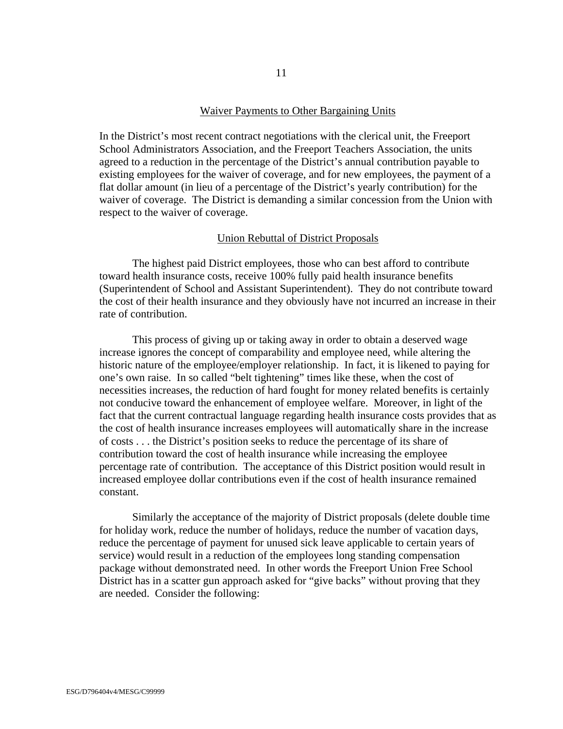## Waiver Payments to Other Bargaining Units

In the District's most recent contract negotiations with the clerical unit, the Freeport School Administrators Association, and the Freeport Teachers Association, the units agreed to a reduction in the percentage of the District's annual contribution payable to existing employees for the waiver of coverage, and for new employees, the payment of a flat dollar amount (in lieu of a percentage of the District's yearly contribution) for the waiver of coverage. The District is demanding a similar concession from the Union with respect to the waiver of coverage.

## Union Rebuttal of District Proposals

The highest paid District employees, those who can best afford to contribute toward health insurance costs, receive 100% fully paid health insurance benefits (Superintendent of School and Assistant Superintendent). They do not contribute toward the cost of their health insurance and they obviously have not incurred an increase in their rate of contribution.

This process of giving up or taking away in order to obtain a deserved wage increase ignores the concept of comparability and employee need, while altering the historic nature of the employee/employer relationship. In fact, it is likened to paying for one's own raise. In so called "belt tightening" times like these, when the cost of necessities increases, the reduction of hard fought for money related benefits is certainly not conducive toward the enhancement of employee welfare. Moreover, in light of the fact that the current contractual language regarding health insurance costs provides that as the cost of health insurance increases employees will automatically share in the increase of costs . . . the District's position seeks to reduce the percentage of its share of contribution toward the cost of health insurance while increasing the employee percentage rate of contribution. The acceptance of this District position would result in increased employee dollar contributions even if the cost of health insurance remained constant.

Similarly the acceptance of the majority of District proposals (delete double time for holiday work, reduce the number of holidays, reduce the number of vacation days, reduce the percentage of payment for unused sick leave applicable to certain years of service) would result in a reduction of the employees long standing compensation package without demonstrated need. In other words the Freeport Union Free School District has in a scatter gun approach asked for "give backs" without proving that they are needed. Consider the following: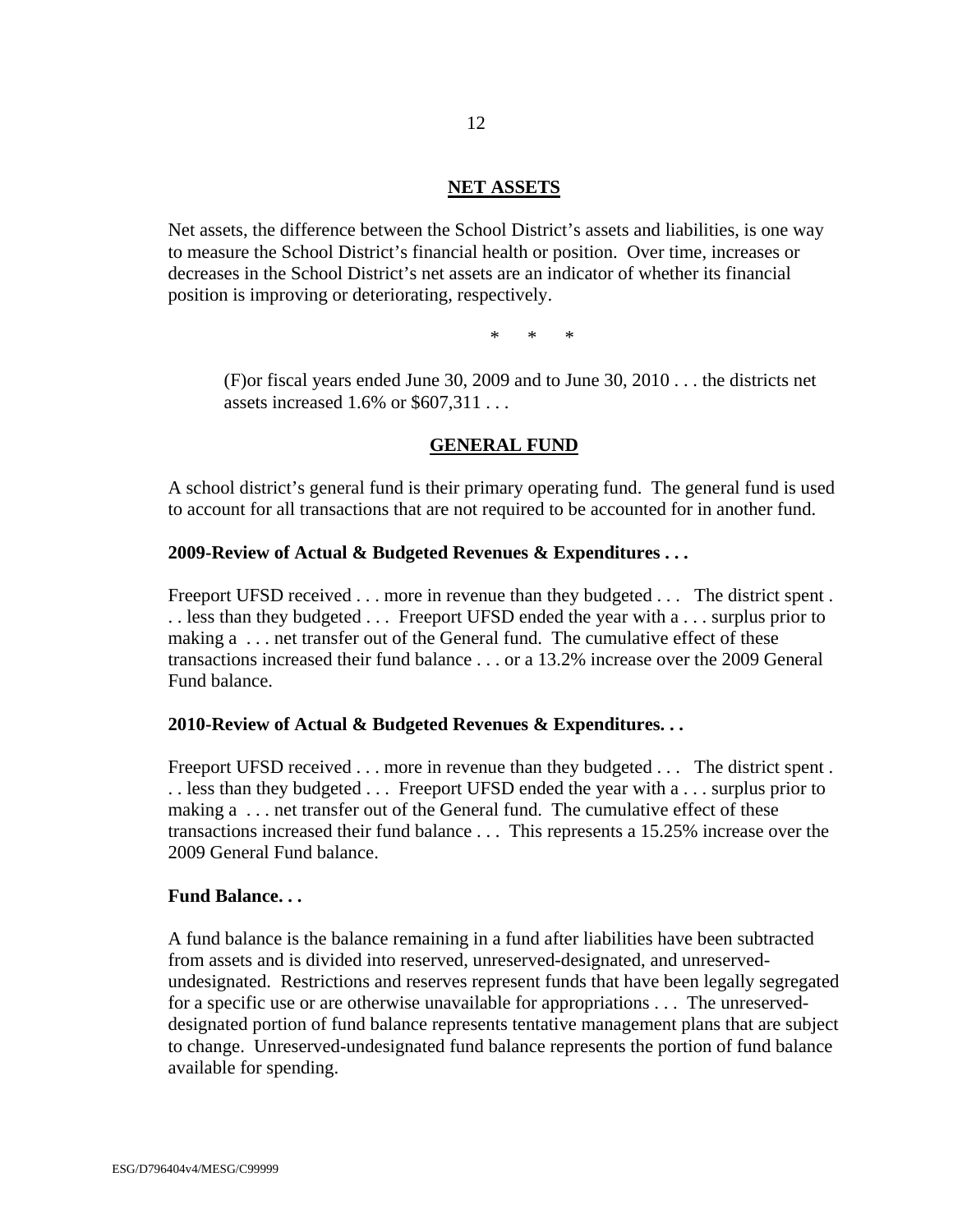## NET ASSETS

Net assets, the difference between the School District's assets and liabilities, is one way to measure the School District's financial health or position. Over time, increases or decreases in the School District's net assets are an indicator of whether its financial position is improving or deteriorating, respectively.

\* \* \*

> (F)or fiscal years ended June 30, 2009 and to June 30, 2010 . . . the districts net assets increased 1.6% or $607,311 . . .

## GENERAL FUND

A school district's general fund is their primary operating fund. The general fund is used to account for all transactions that are not required to be accounted for in another fund.

**2009-Review of Actual & Budgeted Revenues & Expenditures . . .**

Freeport UFSD received . . . more in revenue than they budgeted . . . The district spent . . . less than they budgeted . . . Freeport UFSD ended the year with a . . . surplus prior to making a . . . net transfer out of the General fund. The cumulative effect of these transactions increased their fund balance . . . or a 13.2% increase over the 2009 General Fund balance.

**2010-Review of Actual & Budgeted Revenues & Expenditures. . .**

Freeport UFSD received . . . more in revenue than they budgeted . . . The district spent . . . less than they budgeted . . . Freeport UFSD ended the year with a . . . surplus prior to making a . . . net transfer out of the General fund. The cumulative effect of these transactions increased their fund balance . . . This represents a 15.25% increase over the 2009 General Fund balance.

**Fund Balance. . .**

A fund balance is the balance remaining in a fund after liabilities have been subtracted from assets and is divided into reserved, unreserved-designated, and unreserved-undesignated. Restrictions and reserves represent funds that have been legally segregated for a specific use or are otherwise unavailable for appropriations . . . The unreserved-designated portion of fund balance represents tentative management plans that are subject to change. Unreserved-undesignated fund balance represents the portion of fund balance available for spending.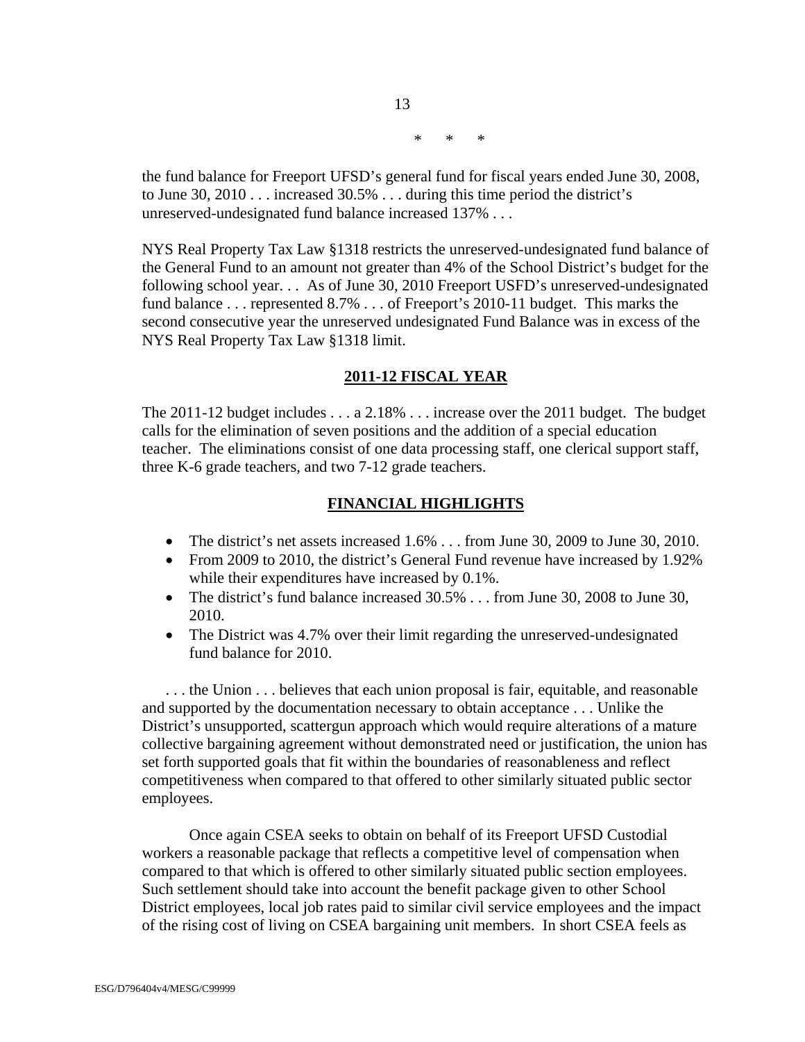\*     \*     \*

the fund balance for Freeport UFSD's general fund for fiscal years ended June 30, 2008, to June 30, 2010 . . . increased 30.5% . . . during this time period the district's unreserved-undesignated fund balance increased 137% . . .

NYS Real Property Tax Law §1318 restricts the unreserved-undesignated fund balance of the General Fund to an amount not greater than 4% of the School District's budget for the following school year. . . As of June 30, 2010 Freeport USFD's unreserved-undesignated fund balance . . . represented 8.7% . . . of Freeport's 2010-11 budget. This marks the second consecutive year the unreserved undesignated Fund Balance was in excess of the NYS Real Property Tax Law §1318 limit.

**<u>2011-12 FISCAL YEAR</u>**

The 2011-12 budget includes . . . a 2.18% . . . increase over the 2011 budget. The budget calls for the elimination of seven positions and the addition of a special education teacher. The eliminations consist of one data processing staff, one clerical support staff, three K-6 grade teachers, and two 7-12 grade teachers.

**<u>FINANCIAL HIGHLIGHTS</u>**

- The district's net assets increased 1.6% . . . from June 30, 2009 to June 30, 2010.
- From 2009 to 2010, the district's General Fund revenue have increased by 1.92% while their expenditures have increased by 0.1%.
- The district's fund balance increased 30.5% . . . from June 30, 2008 to June 30, 2010.
- The District was 4.7% over their limit regarding the unreserved-undesignated fund balance for 2010.

. . . the Union . . . believes that each union proposal is fair, equitable, and reasonable and supported by the documentation necessary to obtain acceptance . . . Unlike the District's unsupported, scattergun approach which would require alterations of a mature collective bargaining agreement without demonstrated need or justification, the union has set forth supported goals that fit within the boundaries of reasonableness and reflect competitiveness when compared to that offered to other similarly situated public sector employees.

Once again CSEA seeks to obtain on behalf of its Freeport UFSD Custodial workers a reasonable package that reflects a competitive level of compensation when compared to that which is offered to other similarly situated public section employees. Such settlement should take into account the benefit package given to other School District employees, local job rates paid to similar civil service employees and the impact of the rising cost of living on CSEA bargaining unit members. In short CSEA feels as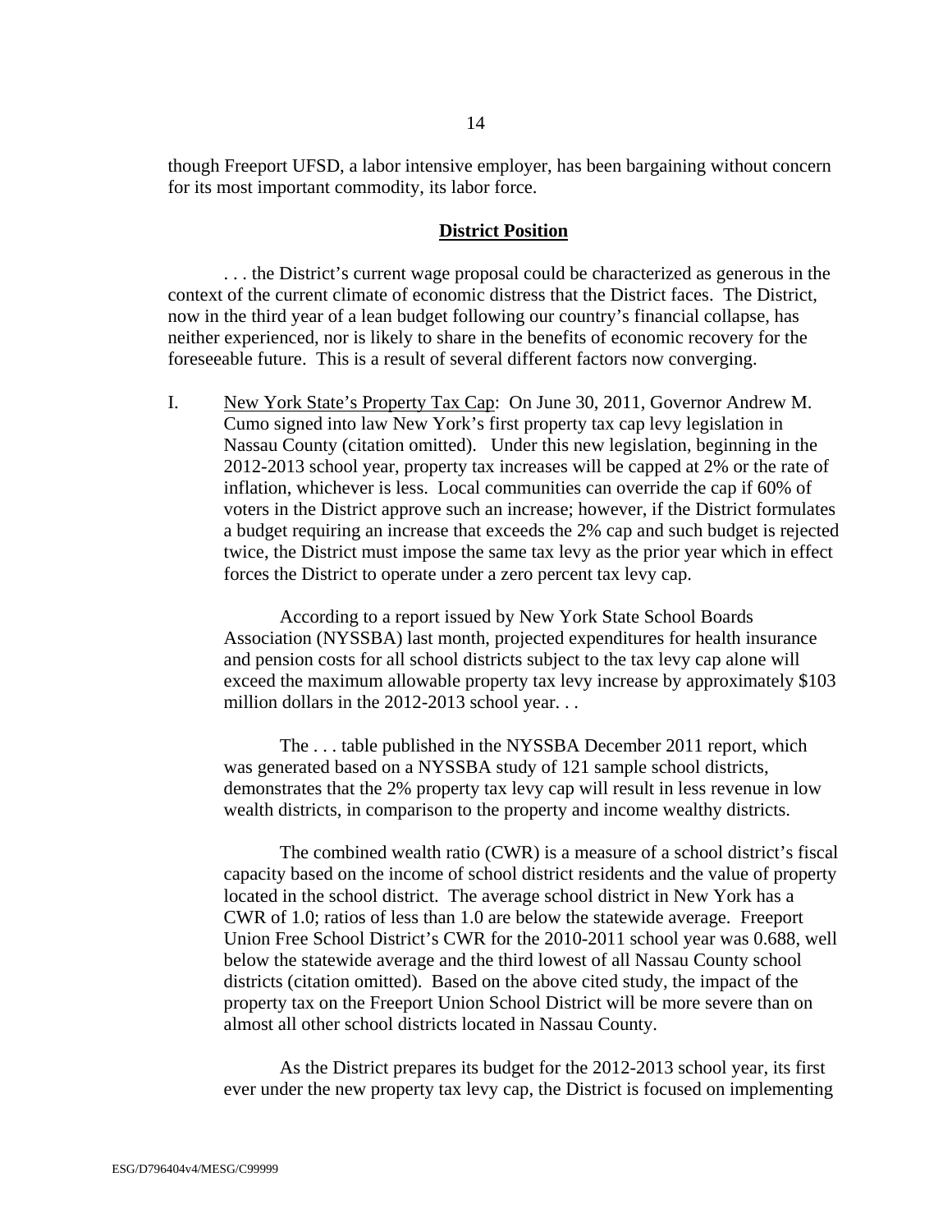though Freeport UFSD, a labor intensive employer, has been bargaining without concern for its most important commodity, its labor force.

## District Position

. . . the District's current wage proposal could be characterized as generous in the context of the current climate of economic distress that the District faces. The District, now in the third year of a lean budget following our country's financial collapse, has neither experienced, nor is likely to share in the benefits of economic recovery for the foreseeable future. This is a result of several different factors now converging.

I. New York State's Property Tax Cap: On June 30, 2011, Governor Andrew M. Cumo signed into law New York's first property tax cap levy legislation in Nassau County (citation omitted). Under this new legislation, beginning in the 2012-2013 school year, property tax increases will be capped at 2% or the rate of inflation, whichever is less. Local communities can override the cap if 60% of voters in the District approve such an increase; however, if the District formulates a budget requiring an increase that exceeds the 2% cap and such budget is rejected twice, the District must impose the same tax levy as the prior year which in effect forces the District to operate under a zero percent tax levy cap.

According to a report issued by New York State School Boards Association (NYSSBA) last month, projected expenditures for health insurance and pension costs for all school districts subject to the tax levy cap alone will exceed the maximum allowable property tax levy increase by approximately $103 million dollars in the 2012-2013 school year. . .

The . . . table published in the NYSSBA December 2011 report, which was generated based on a NYSSBA study of 121 sample school districts, demonstrates that the 2% property tax levy cap will result in less revenue in low wealth districts, in comparison to the property and income wealthy districts.

The combined wealth ratio (CWR) is a measure of a school district's fiscal capacity based on the income of school district residents and the value of property located in the school district. The average school district in New York has a CWR of 1.0; ratios of less than 1.0 are below the statewide average. Freeport Union Free School District's CWR for the 2010-2011 school year was 0.688, well below the statewide average and the third lowest of all Nassau County school districts (citation omitted). Based on the above cited study, the impact of the property tax on the Freeport Union School District will be more severe than on almost all other school districts located in Nassau County.

As the District prepares its budget for the 2012-2013 school year, its first ever under the new property tax levy cap, the District is focused on implementing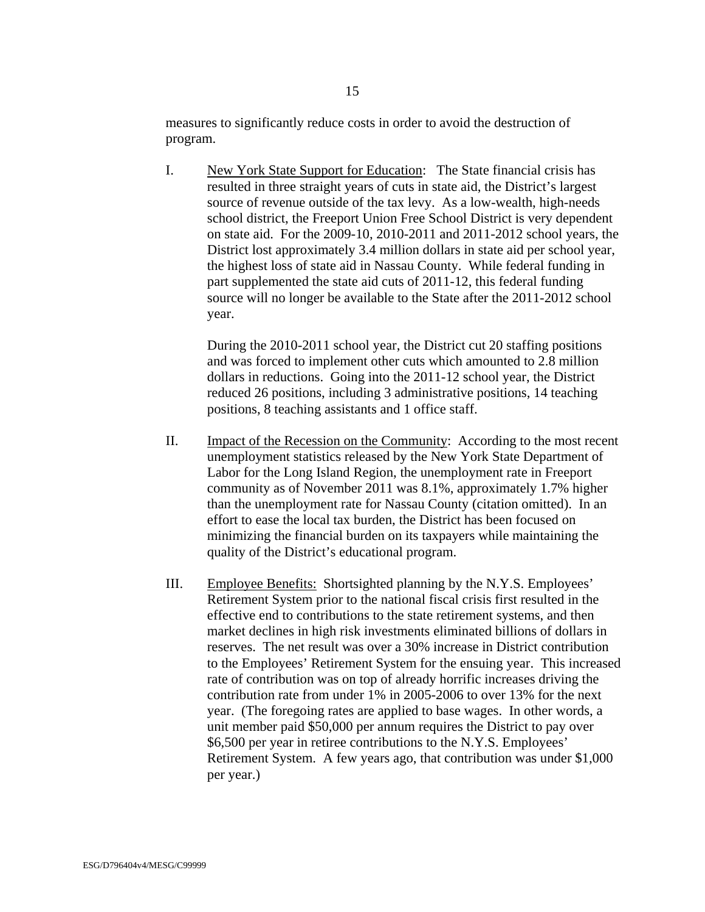measures to significantly reduce costs in order to avoid the destruction of program.

I. New York State Support for Education: The State financial crisis has resulted in three straight years of cuts in state aid, the District's largest source of revenue outside of the tax levy. As a low-wealth, high-needs school district, the Freeport Union Free School District is very dependent on state aid. For the 2009-10, 2010-2011 and 2011-2012 school years, the District lost approximately 3.4 million dollars in state aid per school year, the highest loss of state aid in Nassau County. While federal funding in part supplemented the state aid cuts of 2011-12, this federal funding source will no longer be available to the State after the 2011-2012 school year.

   During the 2010-2011 school year, the District cut 20 staffing positions and was forced to implement other cuts which amounted to 2.8 million dollars in reductions. Going into the 2011-12 school year, the District reduced 26 positions, including 3 administrative positions, 14 teaching positions, 8 teaching assistants and 1 office staff.

II. Impact of the Recession on the Community: According to the most recent unemployment statistics released by the New York State Department of Labor for the Long Island Region, the unemployment rate in Freeport community as of November 2011 was 8.1%, approximately 1.7% higher than the unemployment rate for Nassau County (citation omitted). In an effort to ease the local tax burden, the District has been focused on minimizing the financial burden on its taxpayers while maintaining the quality of the District's educational program.

III. Employee Benefits: Shortsighted planning by the N.Y.S. Employees' Retirement System prior to the national fiscal crisis first resulted in the effective end to contributions to the state retirement systems, and then market declines in high risk investments eliminated billions of dollars in reserves. The net result was over a 30% increase in District contribution to the Employees' Retirement System for the ensuing year. This increased rate of contribution was on top of already horrific increases driving the contribution rate from under 1% in 2005-2006 to over 13% for the next year. (The foregoing rates are applied to base wages. In other words, a unit member paid $50,000 per annum requires the District to pay over $6,500 per year in retiree contributions to the N.Y.S. Employees' Retirement System. A few years ago, that contribution was under $1,000 per year.)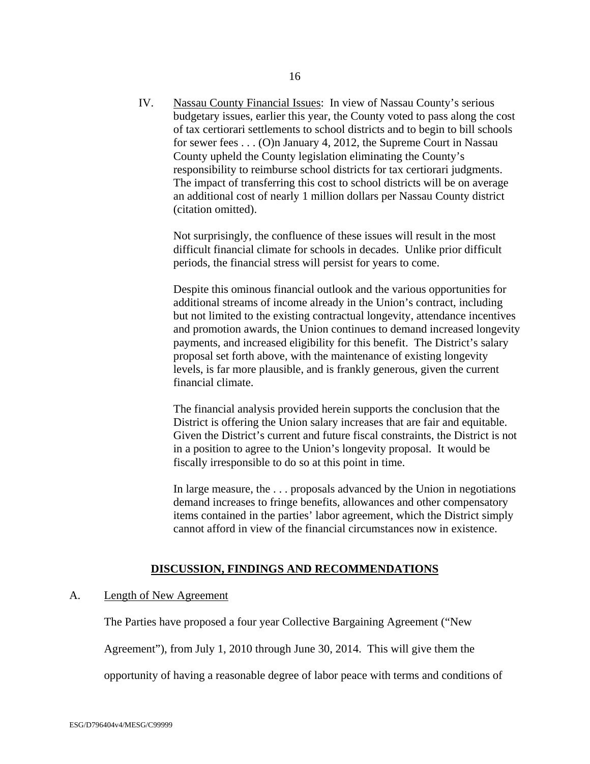IV. Nassau County Financial Issues: In view of Nassau County's serious budgetary issues, earlier this year, the County voted to pass along the cost of tax certiorari settlements to school districts and to begin to bill schools for sewer fees . . . (O)n January 4, 2012, the Supreme Court in Nassau County upheld the County legislation eliminating the County's responsibility to reimburse school districts for tax certiorari judgments. The impact of transferring this cost to school districts will be on average an additional cost of nearly 1 million dollars per Nassau County district (citation omitted).

Not surprisingly, the confluence of these issues will result in the most difficult financial climate for schools in decades. Unlike prior difficult periods, the financial stress will persist for years to come.

Despite this ominous financial outlook and the various opportunities for additional streams of income already in the Union's contract, including but not limited to the existing contractual longevity, attendance incentives and promotion awards, the Union continues to demand increased longevity payments, and increased eligibility for this benefit. The District's salary proposal set forth above, with the maintenance of existing longevity levels, is far more plausible, and is frankly generous, given the current financial climate.

The financial analysis provided herein supports the conclusion that the District is offering the Union salary increases that are fair and equitable. Given the District's current and future fiscal constraints, the District is not in a position to agree to the Union's longevity proposal. It would be fiscally irresponsible to do so at this point in time.

In large measure, the . . . proposals advanced by the Union in negotiations demand increases to fringe benefits, allowances and other compensatory items contained in the parties' labor agreement, which the District simply cannot afford in view of the financial circumstances now in existence.

## DISCUSSION, FINDINGS AND RECOMMENDATIONS

### A. Length of New Agreement

The Parties have proposed a four year Collective Bargaining Agreement ("New Agreement"), from July 1, 2010 through June 30, 2014. This will give them the opportunity of having a reasonable degree of labor peace with terms and conditions of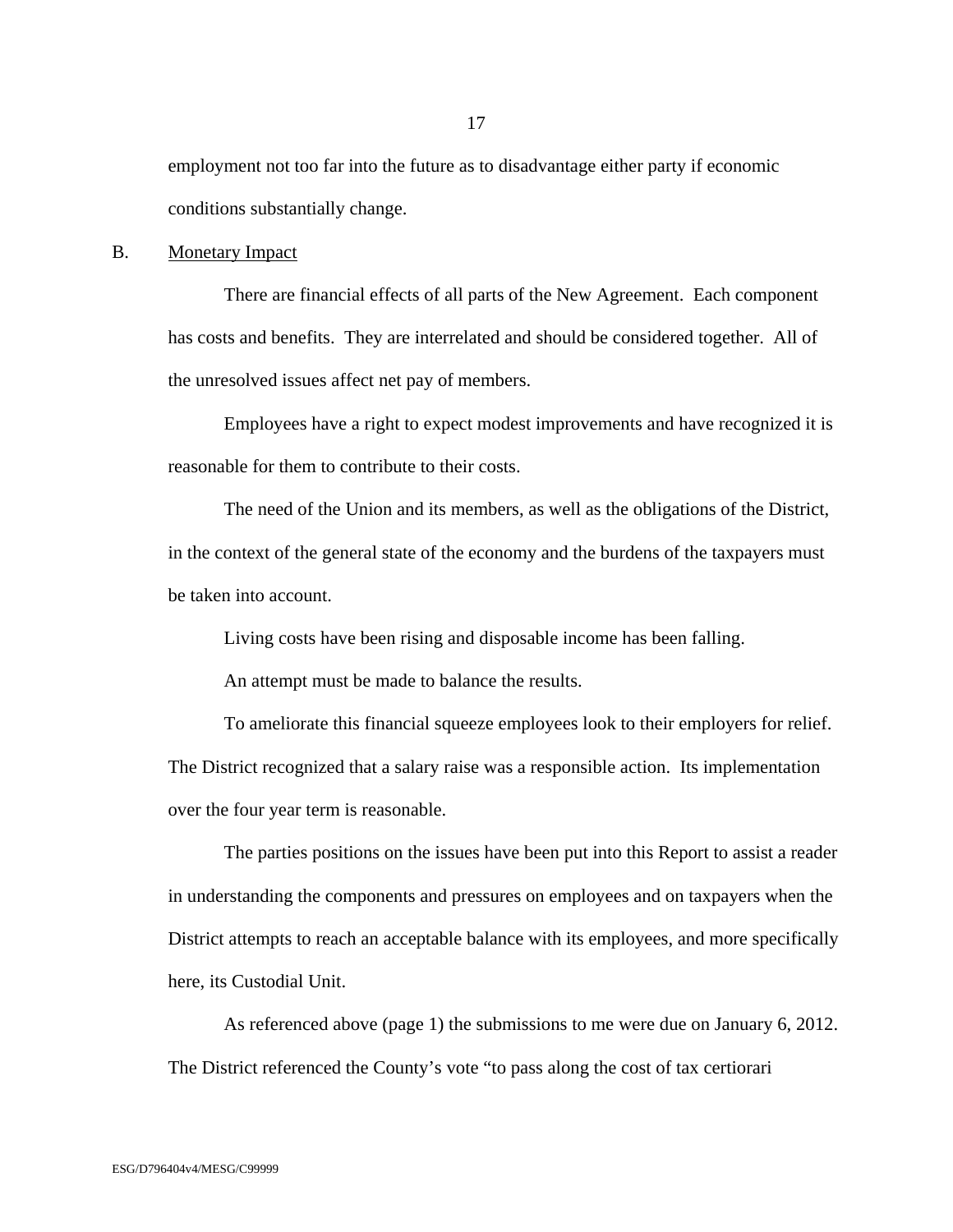employment not too far into the future as to disadvantage either party if economic conditions substantially change.

B. Monetary Impact

There are financial effects of all parts of the New Agreement. Each component has costs and benefits. They are interrelated and should be considered together. All of the unresolved issues affect net pay of members.

Employees have a right to expect modest improvements and have recognized it is reasonable for them to contribute to their costs.

The need of the Union and its members, as well as the obligations of the District, in the context of the general state of the economy and the burdens of the taxpayers must be taken into account.

Living costs have been rising and disposable income has been falling.

An attempt must be made to balance the results.

To ameliorate this financial squeeze employees look to their employers for relief. The District recognized that a salary raise was a responsible action. Its implementation over the four year term is reasonable.

The parties positions on the issues have been put into this Report to assist a reader in understanding the components and pressures on employees and on taxpayers when the District attempts to reach an acceptable balance with its employees, and more specifically here, its Custodial Unit.

As referenced above (page 1) the submissions to me were due on January 6, 2012. The District referenced the County's vote "to pass along the cost of tax certiorari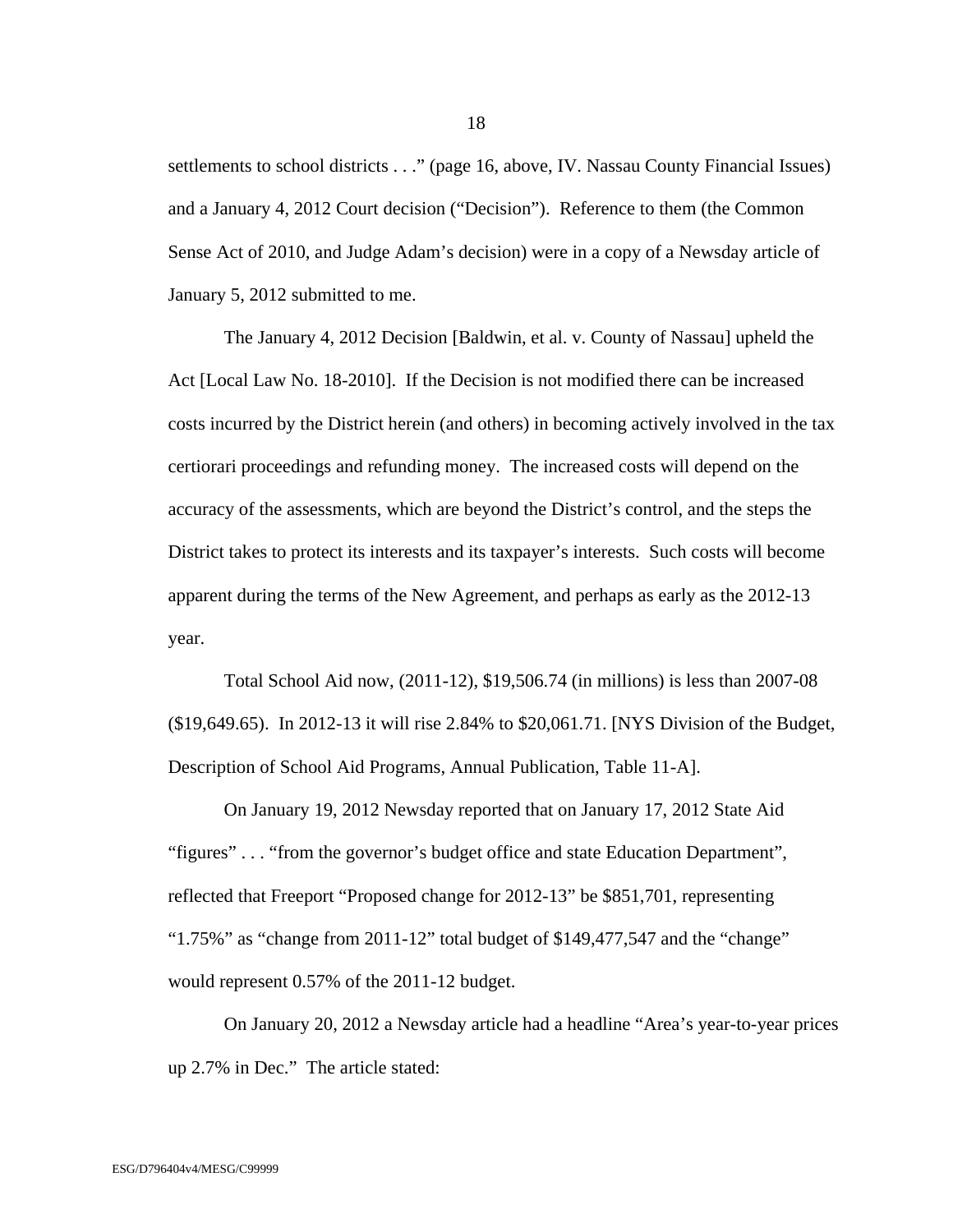settlements to school districts . . ." (page 16, above, IV. Nassau County Financial Issues) and a January 4, 2012 Court decision ("Decision"). Reference to them (the Common Sense Act of 2010, and Judge Adam's decision) were in a copy of a Newsday article of January 5, 2012 submitted to me.

The January 4, 2012 Decision [Baldwin, et al. v. County of Nassau] upheld the Act [Local Law No. 18-2010]. If the Decision is not modified there can be increased costs incurred by the District herein (and others) in becoming actively involved in the tax certiorari proceedings and refunding money. The increased costs will depend on the accuracy of the assessments, which are beyond the District's control, and the steps the District takes to protect its interests and its taxpayer's interests. Such costs will become apparent during the terms of the New Agreement, and perhaps as early as the 2012-13 year.

Total School Aid now, (2011-12), $19,506.74 (in millions) is less than 2007-08 ($19,649.65). In 2012-13 it will rise 2.84% to $20,061.71. [NYS Division of the Budget, Description of School Aid Programs, Annual Publication, Table 11-A].

On January 19, 2012 Newsday reported that on January 17, 2012 State Aid "figures" . . . "from the governor's budget office and state Education Department", reflected that Freeport "Proposed change for 2012-13" be $851,701, representing "1.75%" as "change from 2011-12" total budget of $149,477,547 and the "change" would represent 0.57% of the 2011-12 budget.

On January 20, 2012 a Newsday article had a headline "Area's year-to-year prices up 2.7% in Dec." The article stated: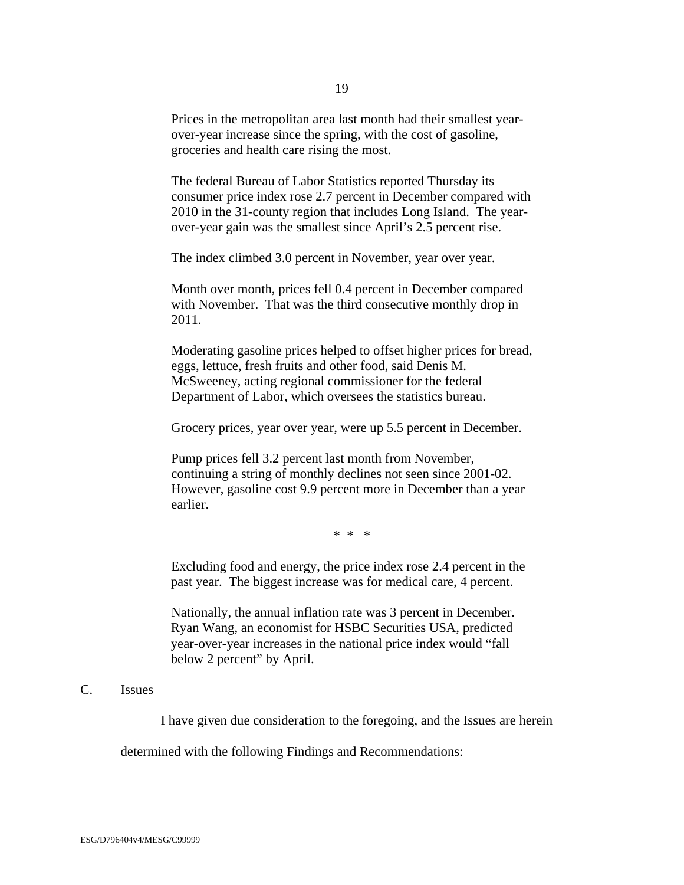> Prices in the metropolitan area last month had their smallest year-over-year increase since the spring, with the cost of gasoline, groceries and health care rising the most.
>
> The federal Bureau of Labor Statistics reported Thursday its consumer price index rose 2.7 percent in December compared with 2010 in the 31-county region that includes Long Island. The year-over-year gain was the smallest since April's 2.5 percent rise.
>
> The index climbed 3.0 percent in November, year over year.
>
> Month over month, prices fell 0.4 percent in December compared with November. That was the third consecutive monthly drop in 2011.
>
> Moderating gasoline prices helped to offset higher prices for bread, eggs, lettuce, fresh fruits and other food, said Denis M. McSweeney, acting regional commissioner for the federal Department of Labor, which oversees the statistics bureau.
>
> Grocery prices, year over year, were up 5.5 percent in December.
>
> Pump prices fell 3.2 percent last month from November, continuing a string of monthly declines not seen since 2001-02. However, gasoline cost 9.9 percent more in December than a year earlier.
>
> \* \* \*
>
> Excluding food and energy, the price index rose 2.4 percent in the past year. The biggest increase was for medical care, 4 percent.
>
> Nationally, the annual inflation rate was 3 percent in December. Ryan Wang, an economist for HSBC Securities USA, predicted year-over-year increases in the national price index would "fall below 2 percent" by April.

## C. Issues

I have given due consideration to the foregoing, and the Issues are herein determined with the following Findings and Recommendations:

ESG/D796404v4/MESG/C99999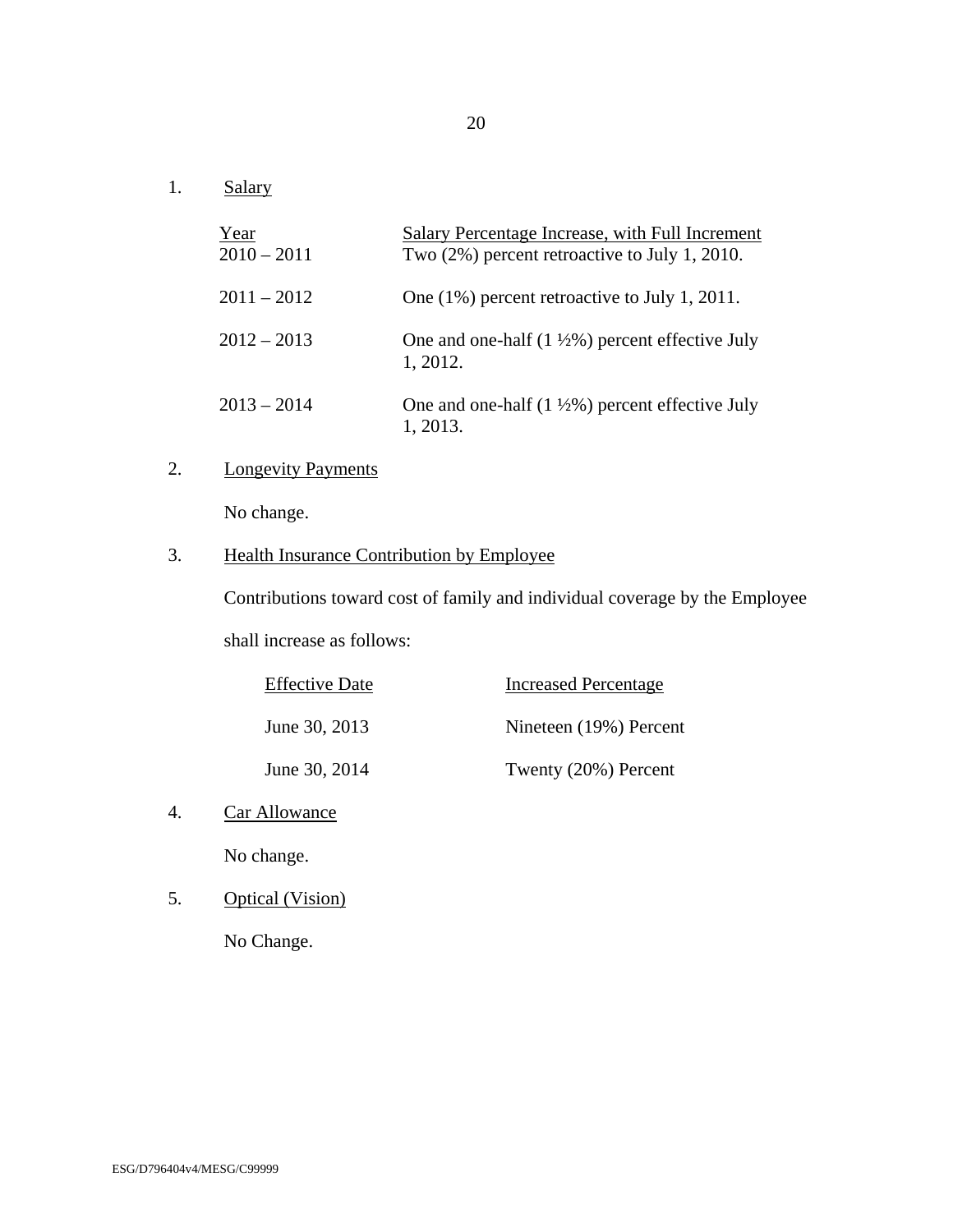1. Salary

| Year | Salary Percentage Increase, with Full Increment |
|---|---|
| 2010 – 2011 | Two (2%) percent retroactive to July 1, 2010. |
| 2011 – 2012 | One (1%) percent retroactive to July 1, 2011. |
| 2012 – 2013 | One and one-half (1 ½%) percent effective July 1, 2012. |
| 2013 – 2014 | One and one-half (1 ½%) percent effective July 1, 2013. |

2. Longevity Payments

   No change.

3. Health Insurance Contribution by Employee

   Contributions toward cost of family and individual coverage by the Employee shall increase as follows:

| Effective Date | Increased Percentage |
|---|---|
| June 30, 2013 | Nineteen (19%) Percent |
| June 30, 2014 | Twenty (20%) Percent |

4. Car Allowance

   No change.

5. Optical (Vision)

   No Change.

ESG/D796404v4/MESG/C99999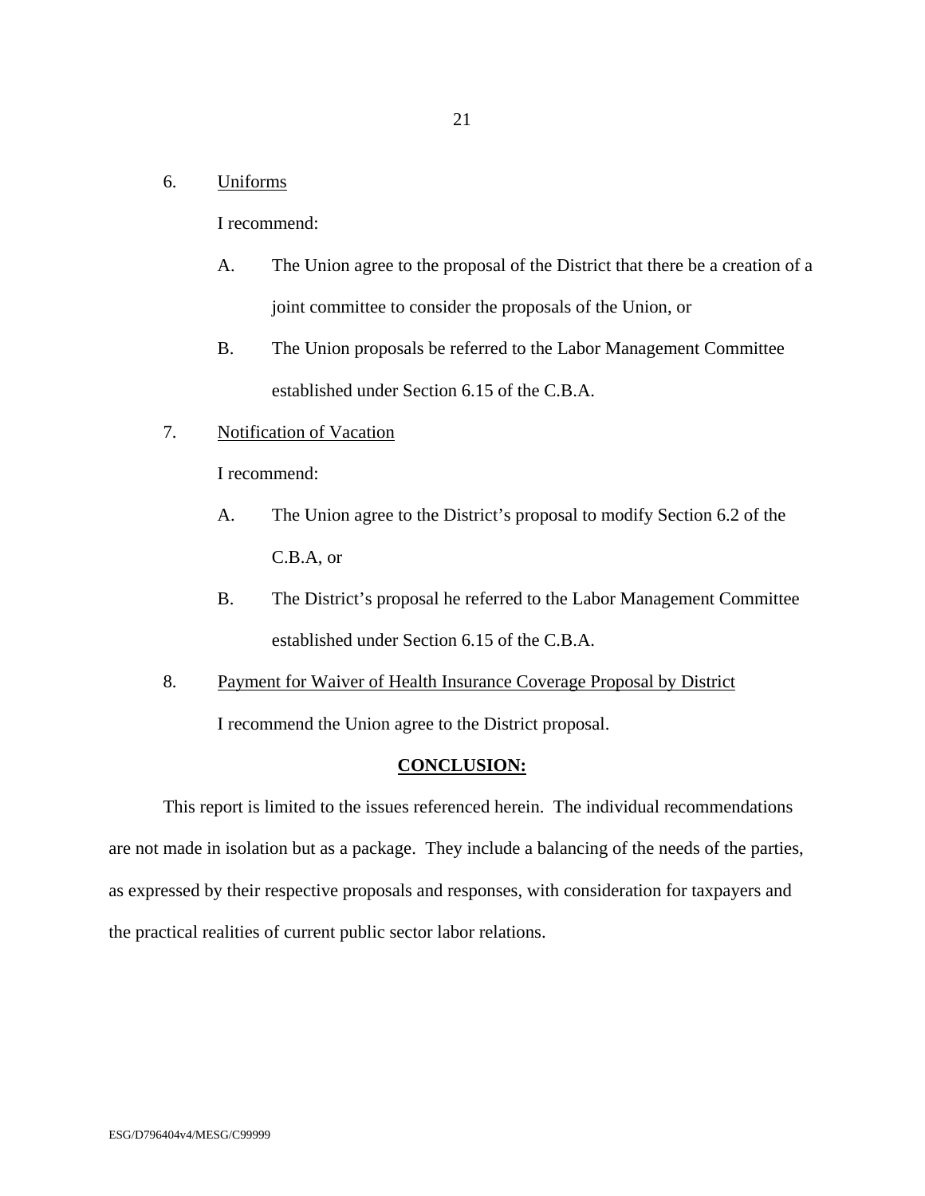6. Uniforms

I recommend:

A. The Union agree to the proposal of the District that there be a creation of a joint committee to consider the proposals of the Union, or

B. The Union proposals be referred to the Labor Management Committee established under Section 6.15 of the C.B.A.

7. Notification of Vacation

I recommend:

A. The Union agree to the District's proposal to modify Section 6.2 of the C.B.A, or

B. The District's proposal he referred to the Labor Management Committee established under Section 6.15 of the C.B.A.

8. Payment for Waiver of Health Insurance Coverage Proposal by District

I recommend the Union agree to the District proposal.

## **CONCLUSION:**

This report is limited to the issues referenced herein. The individual recommendations are not made in isolation but as a package. They include a balancing of the needs of the parties, as expressed by their respective proposals and responses, with consideration for taxpayers and the practical realities of current public sector labor relations.

ESG/D796404v4/MESG/C99999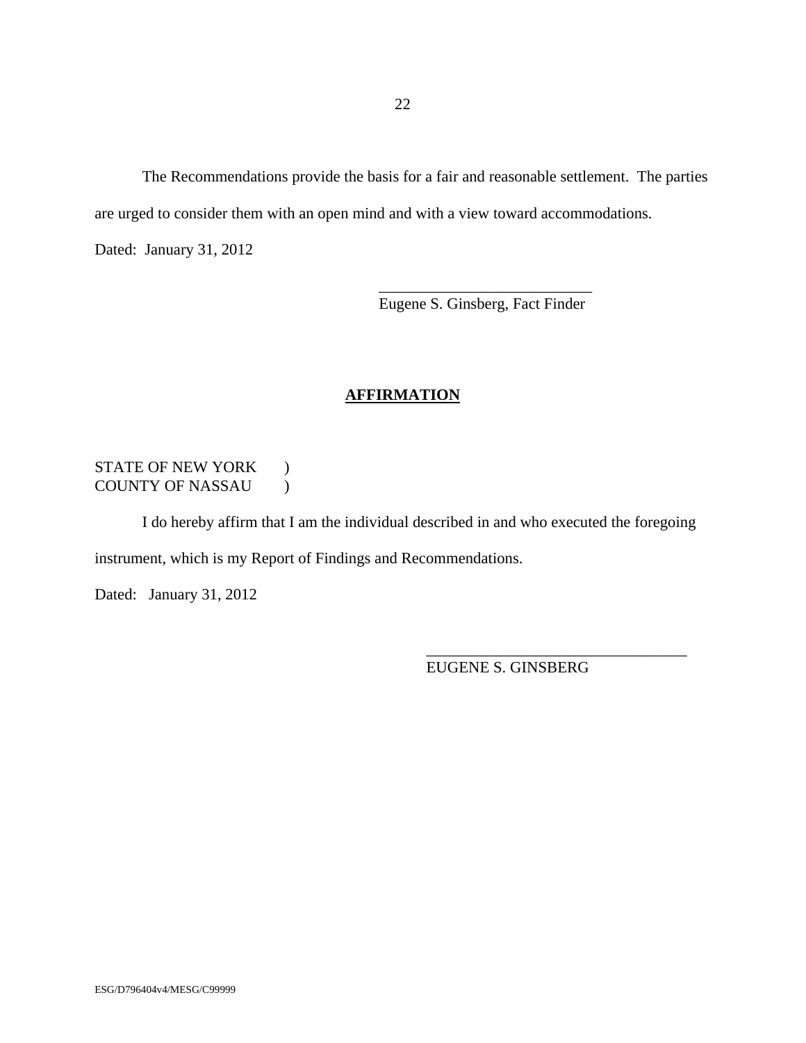The Recommendations provide the basis for a fair and reasonable settlement. The parties are urged to consider them with an open mind and with a view toward accommodations.

Dated: January 31, 2012

\_\_\_\_\_\_\_\_\_\_\_\_\_\_\_\_\_\_\_\_\_\_\_\_\_\_\_\_

Eugene S. Ginsberg, Fact Finder

## AFFIRMATION

STATE OF NEW YORK )
COUNTY OF NASSAU )

I do hereby affirm that I am the individual described in and who executed the foregoing instrument, which is my Report of Findings and Recommendations.

Dated: January 31, 2012

\_\_\_\_\_\_\_\_\_\_\_\_\_\_\_\_\_\_\_\_\_\_\_\_\_\_\_\_\_\_\_\_\_\_\_

EUGENE S. GINSBERG

ESG/D796404v4/MESG/C99999